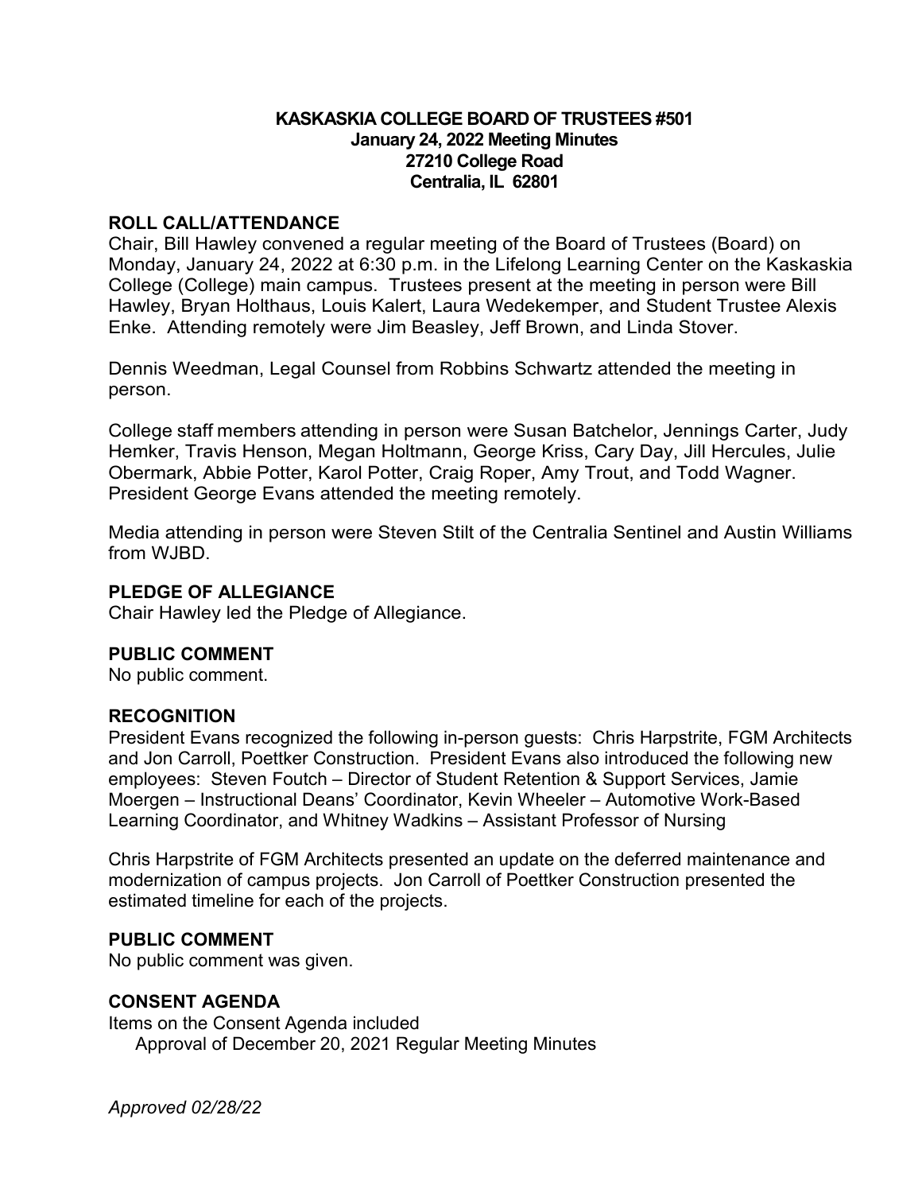**KASKASKIA COLLEGE BOARD OF TRUSTEES #501**
**January 24, 2022 Meeting Minutes**
**27210 College Road**
**Centralia, IL 62801**

## ROLL CALL/ATTENDANCE

Chair, Bill Hawley convened a regular meeting of the Board of Trustees (Board) on Monday, January 24, 2022 at 6:30 p.m. in the Lifelong Learning Center on the Kaskaskia College (College) main campus. Trustees present at the meeting in person were Bill Hawley, Bryan Holthaus, Louis Kalert, Laura Wedekemper, and Student Trustee Alexis Enke. Attending remotely were Jim Beasley, Jeff Brown, and Linda Stover.

Dennis Weedman, Legal Counsel from Robbins Schwartz attended the meeting in person.

College staff members attending in person were Susan Batchelor, Jennings Carter, Judy Hemker, Travis Henson, Megan Holtmann, George Kriss, Cary Day, Jill Hercules, Julie Obermark, Abbie Potter, Karol Potter, Craig Roper, Amy Trout, and Todd Wagner. President George Evans attended the meeting remotely.

Media attending in person were Steven Stilt of the Centralia Sentinel and Austin Williams from WJBD.

## PLEDGE OF ALLEGIANCE

Chair Hawley led the Pledge of Allegiance.

## PUBLIC COMMENT

No public comment.

## RECOGNITION

President Evans recognized the following in-person guests: Chris Harpstrite, FGM Architects and Jon Carroll, Poettker Construction. President Evans also introduced the following new employees: Steven Foutch – Director of Student Retention & Support Services, Jamie Moergen – Instructional Deans' Coordinator, Kevin Wheeler – Automotive Work-Based Learning Coordinator, and Whitney Wadkins – Assistant Professor of Nursing

Chris Harpstrite of FGM Architects presented an update on the deferred maintenance and modernization of campus projects. Jon Carroll of Poettker Construction presented the estimated timeline for each of the projects.

## PUBLIC COMMENT

No public comment was given.

## CONSENT AGENDA

Items on the Consent Agenda included

Approval of December 20, 2021 Regular Meeting Minutes

*Approved 02/28/22*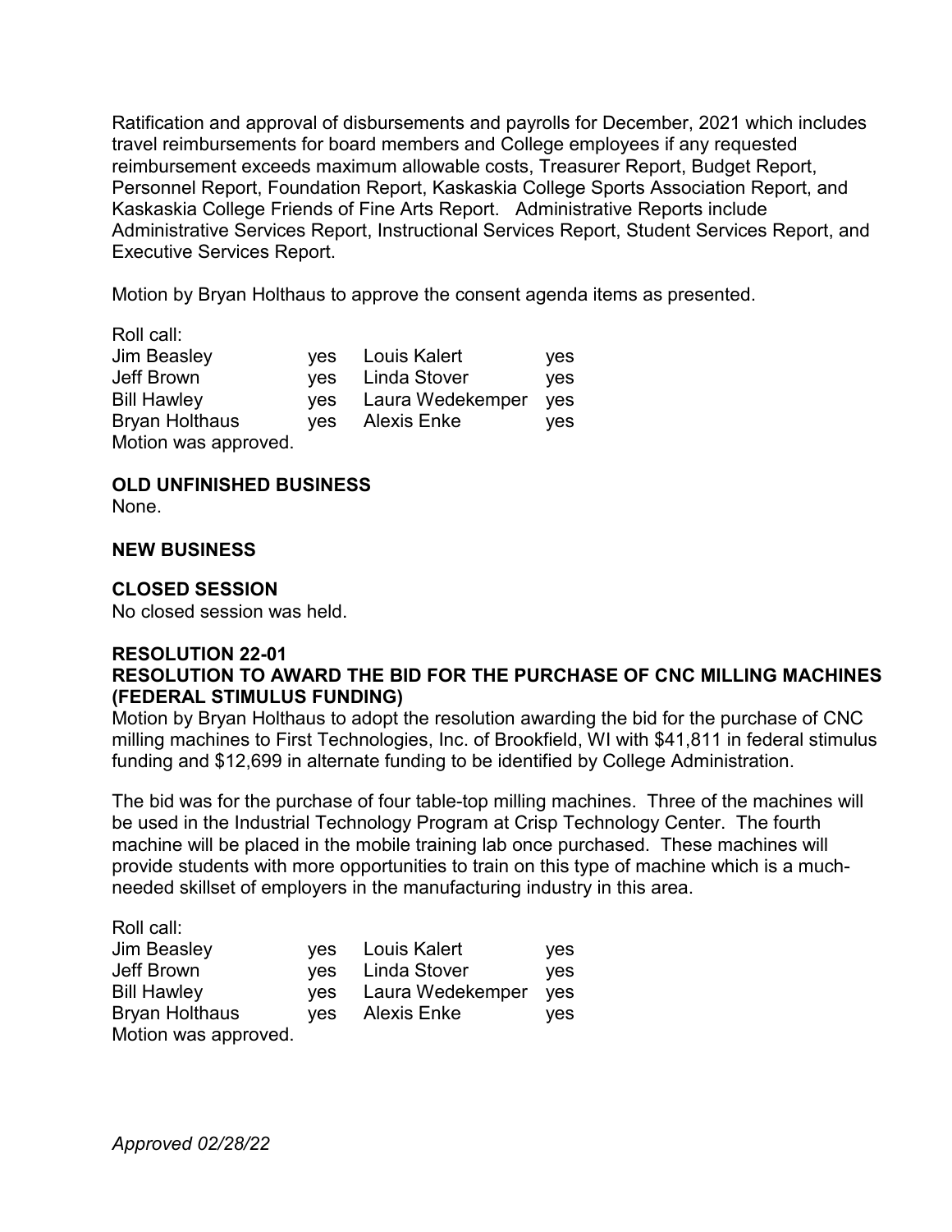Ratification and approval of disbursements and payrolls for December, 2021 which includes travel reimbursements for board members and College employees if any requested reimbursement exceeds maximum allowable costs, Treasurer Report, Budget Report, Personnel Report, Foundation Report, Kaskaskia College Sports Association Report, and Kaskaskia College Friends of Fine Arts Report. Administrative Reports include Administrative Services Report, Instructional Services Report, Student Services Report, and Executive Services Report.

Motion by Bryan Holthaus to approve the consent agenda items as presented.

Roll call:

| | | | |
|---|---|---|---|
| Jim Beasley | yes | Louis Kalert | yes |
| Jeff Brown | yes | Linda Stover | yes |
| Bill Hawley | yes | Laura Wedekemper | yes |
| Bryan Holthaus | yes | Alexis Enke | yes |

Motion was approved.

**OLD UNFINISHED BUSINESS**
None.

**NEW BUSINESS**

**CLOSED SESSION**
No closed session was held.

**RESOLUTION 22-01**
**RESOLUTION TO AWARD THE BID FOR THE PURCHASE OF CNC MILLING MACHINES (FEDERAL STIMULUS FUNDING)**

Motion by Bryan Holthaus to adopt the resolution awarding the bid for the purchase of CNC milling machines to First Technologies, Inc. of Brookfield, WI with $41,811 in federal stimulus funding and $12,699 in alternate funding to be identified by College Administration.

The bid was for the purchase of four table-top milling machines. Three of the machines will be used in the Industrial Technology Program at Crisp Technology Center. The fourth machine will be placed in the mobile training lab once purchased. These machines will provide students with more opportunities to train on this type of machine which is a much-needed skillset of employers in the manufacturing industry in this area.

Roll call:

| | | | |
|---|---|---|---|
| Jim Beasley | yes | Louis Kalert | yes |
| Jeff Brown | yes | Linda Stover | yes |
| Bill Hawley | yes | Laura Wedekemper | yes |
| Bryan Holthaus | yes | Alexis Enke | yes |

Motion was approved.

*Approved 02/28/22*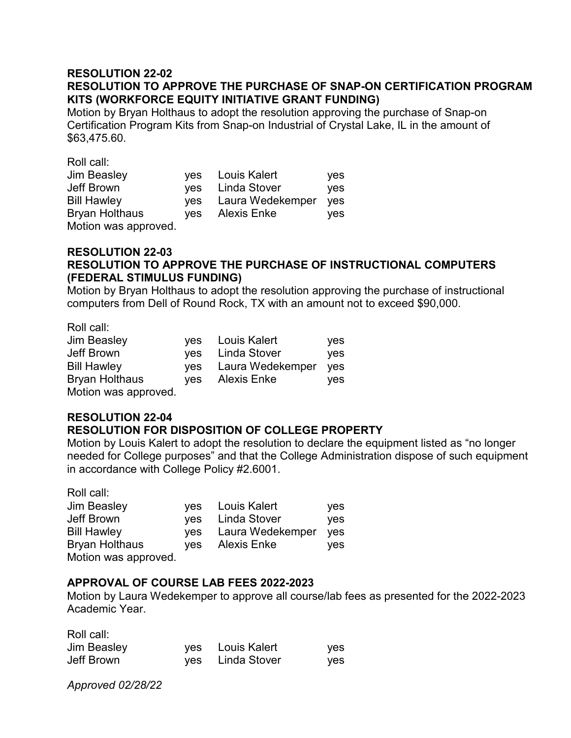**RESOLUTION 22-02**
**RESOLUTION TO APPROVE THE PURCHASE OF SNAP-ON CERTIFICATION PROGRAM KITS (WORKFORCE EQUITY INITIATIVE GRANT FUNDING)**
Motion by Bryan Holthaus to adopt the resolution approving the purchase of Snap-on Certification Program Kits from Snap-on Industrial of Crystal Lake, IL in the amount of $63,475.60.

Roll call:

| | | | |
|---|---|---|---|
| Jim Beasley | yes | Louis Kalert | yes |
| Jeff Brown | yes | Linda Stover | yes |
| Bill Hawley | yes | Laura Wedekemper | yes |
| Bryan Holthaus | yes | Alexis Enke | yes |

Motion was approved.

**RESOLUTION 22-03**
**RESOLUTION TO APPROVE THE PURCHASE OF INSTRUCTIONAL COMPUTERS (FEDERAL STIMULUS FUNDING)**
Motion by Bryan Holthaus to adopt the resolution approving the purchase of instructional computers from Dell of Round Rock, TX with an amount not to exceed $90,000.

Roll call:

| | | | |
|---|---|---|---|
| Jim Beasley | yes | Louis Kalert | yes |
| Jeff Brown | yes | Linda Stover | yes |
| Bill Hawley | yes | Laura Wedekemper | yes |
| Bryan Holthaus | yes | Alexis Enke | yes |

Motion was approved.

**RESOLUTION 22-04**
**RESOLUTION FOR DISPOSITION OF COLLEGE PROPERTY**
Motion by Louis Kalert to adopt the resolution to declare the equipment listed as "no longer needed for College purposes" and that the College Administration dispose of such equipment in accordance with College Policy #2.6001.

Roll call:

| | | | |
|---|---|---|---|
| Jim Beasley | yes | Louis Kalert | yes |
| Jeff Brown | yes | Linda Stover | yes |
| Bill Hawley | yes | Laura Wedekemper | yes |
| Bryan Holthaus | yes | Alexis Enke | yes |

Motion was approved.

**APPROVAL OF COURSE LAB FEES 2022-2023**
Motion by Laura Wedekemper to approve all course/lab fees as presented for the 2022-2023 Academic Year.

Roll call:

| | | | |
|---|---|---|---|
| Jim Beasley | yes | Louis Kalert | yes |
| Jeff Brown | yes | Linda Stover | yes |

*Approved 02/28/22*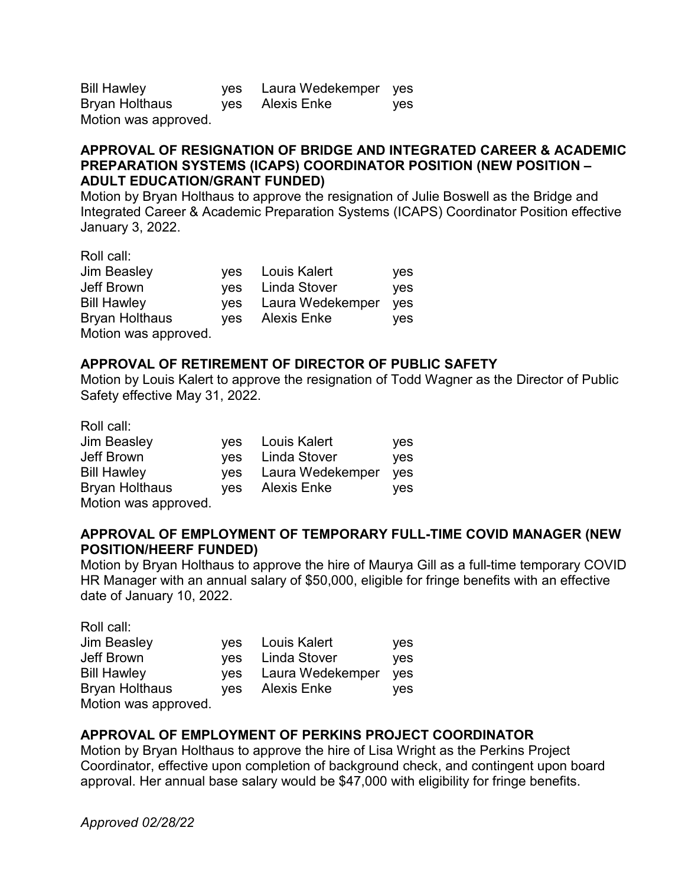| | | | |
|---|---|---|---|
| Bill Hawley | yes | Laura Wedekemper | yes |
| Bryan Holthaus | yes | Alexis Enke | yes |

Motion was approved.

**APPROVAL OF RESIGNATION OF BRIDGE AND INTEGRATED CAREER & ACADEMIC PREPARATION SYSTEMS (ICAPS) COORDINATOR POSITION (NEW POSITION – ADULT EDUCATION/GRANT FUNDED)**

Motion by Bryan Holthaus to approve the resignation of Julie Boswell as the Bridge and Integrated Career & Academic Preparation Systems (ICAPS) Coordinator Position effective January 3, 2022.

Roll call:

| | | | |
|---|---|---|---|
| Jim Beasley | yes | Louis Kalert | yes |
| Jeff Brown | yes | Linda Stover | yes |
| Bill Hawley | yes | Laura Wedekemper | yes |
| Bryan Holthaus | yes | Alexis Enke | yes |

Motion was approved.

**APPROVAL OF RETIREMENT OF DIRECTOR OF PUBLIC SAFETY**

Motion by Louis Kalert to approve the resignation of Todd Wagner as the Director of Public Safety effective May 31, 2022.

Roll call:

| | | | |
|---|---|---|---|
| Jim Beasley | yes | Louis Kalert | yes |
| Jeff Brown | yes | Linda Stover | yes |
| Bill Hawley | yes | Laura Wedekemper | yes |
| Bryan Holthaus | yes | Alexis Enke | yes |

Motion was approved.

**APPROVAL OF EMPLOYMENT OF TEMPORARY FULL-TIME COVID MANAGER (NEW POSITION/HEERF FUNDED)**

Motion by Bryan Holthaus to approve the hire of Maurya Gill as a full-time temporary COVID HR Manager with an annual salary of $50,000, eligible for fringe benefits with an effective date of January 10, 2022.

Roll call:

| | | | |
|---|---|---|---|
| Jim Beasley | yes | Louis Kalert | yes |
| Jeff Brown | yes | Linda Stover | yes |
| Bill Hawley | yes | Laura Wedekemper | yes |
| Bryan Holthaus | yes | Alexis Enke | yes |

Motion was approved.

**APPROVAL OF EMPLOYMENT OF PERKINS PROJECT COORDINATOR**

Motion by Bryan Holthaus to approve the hire of Lisa Wright as the Perkins Project Coordinator, effective upon completion of background check, and contingent upon board approval. Her annual base salary would be $47,000 with eligibility for fringe benefits.

*Approved 02/28/22*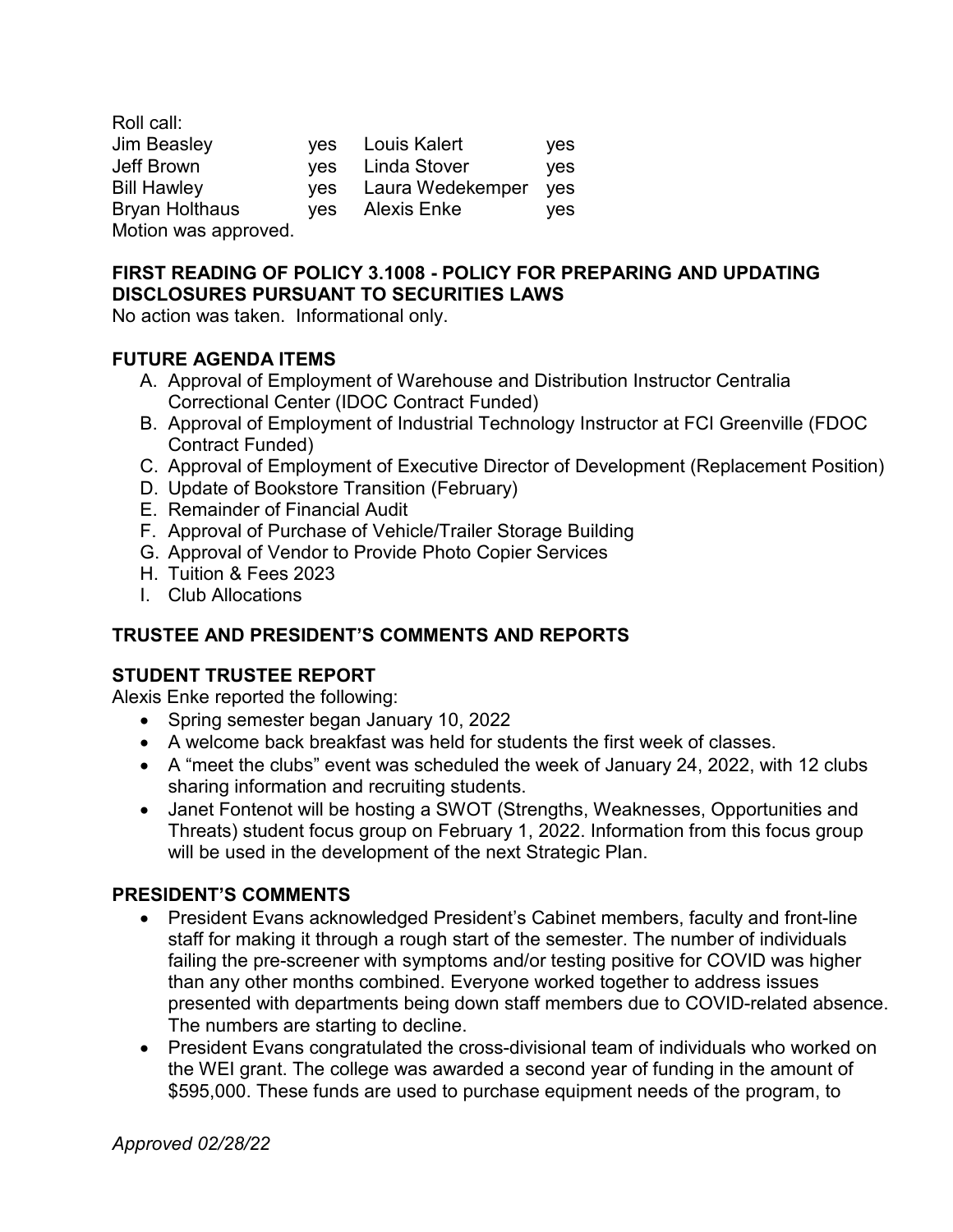Roll call:

| | | | |
|---|---|---|---|
| Jim Beasley | yes | Louis Kalert | yes |
| Jeff Brown | yes | Linda Stover | yes |
| Bill Hawley | yes | Laura Wedekemper | yes |
| Bryan Holthaus | yes | Alexis Enke | yes |

Motion was approved.

**FIRST READING OF POLICY 3.1008 - POLICY FOR PREPARING AND UPDATING DISCLOSURES PURSUANT TO SECURITIES LAWS**

No action was taken. Informational only.

**FUTURE AGENDA ITEMS**

A. Approval of Employment of Warehouse and Distribution Instructor Centralia Correctional Center (IDOC Contract Funded)
B. Approval of Employment of Industrial Technology Instructor at FCI Greenville (FDOC Contract Funded)
C. Approval of Employment of Executive Director of Development (Replacement Position)
D. Update of Bookstore Transition (February)
E. Remainder of Financial Audit
F. Approval of Purchase of Vehicle/Trailer Storage Building
G. Approval of Vendor to Provide Photo Copier Services
H. Tuition & Fees 2023
I. Club Allocations

**TRUSTEE AND PRESIDENT'S COMMENTS AND REPORTS**

**STUDENT TRUSTEE REPORT**

Alexis Enke reported the following:

- Spring semester began January 10, 2022
- A welcome back breakfast was held for students the first week of classes.
- A "meet the clubs" event was scheduled the week of January 24, 2022, with 12 clubs sharing information and recruiting students.
- Janet Fontenot will be hosting a SWOT (Strengths, Weaknesses, Opportunities and Threats) student focus group on February 1, 2022. Information from this focus group will be used in the development of the next Strategic Plan.

**PRESIDENT'S COMMENTS**

- President Evans acknowledged President's Cabinet members, faculty and front-line staff for making it through a rough start of the semester. The number of individuals failing the pre-screener with symptoms and/or testing positive for COVID was higher than any other months combined. Everyone worked together to address issues presented with departments being down staff members due to COVID-related absence. The numbers are starting to decline.
- President Evans congratulated the cross-divisional team of individuals who worked on the WEI grant. The college was awarded a second year of funding in the amount of $595,000. These funds are used to purchase equipment needs of the program, to

*Approved 02/28/22*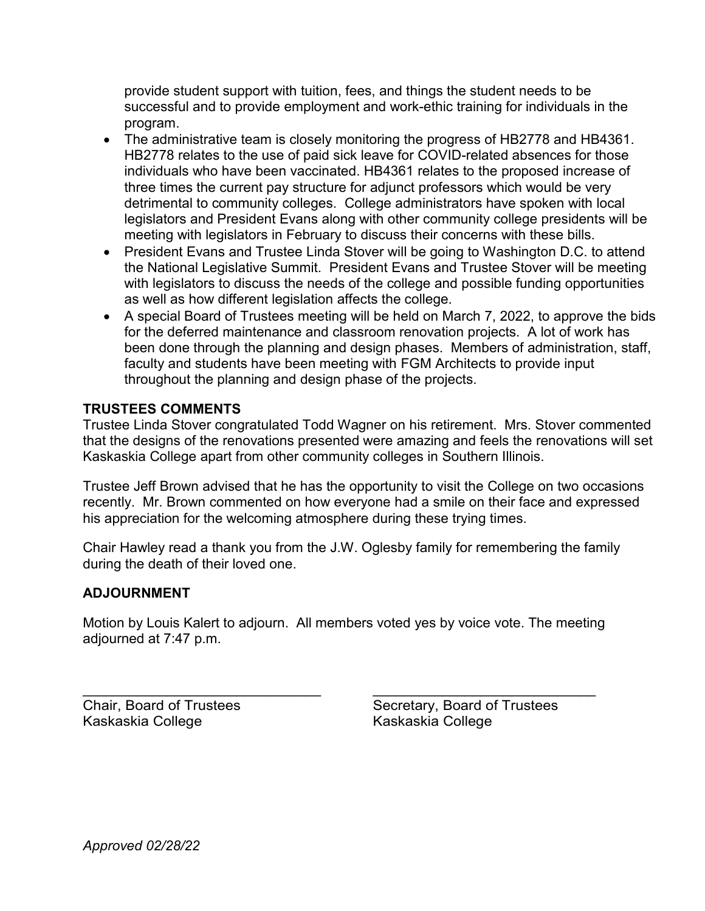provide student support with tuition, fees, and things the student needs to be successful and to provide employment and work-ethic training for individuals in the program.

- The administrative team is closely monitoring the progress of HB2778 and HB4361. HB2778 relates to the use of paid sick leave for COVID-related absences for those individuals who have been vaccinated. HB4361 relates to the proposed increase of three times the current pay structure for adjunct professors which would be very detrimental to community colleges. College administrators have spoken with local legislators and President Evans along with other community college presidents will be meeting with legislators in February to discuss their concerns with these bills.
- President Evans and Trustee Linda Stover will be going to Washington D.C. to attend the National Legislative Summit. President Evans and Trustee Stover will be meeting with legislators to discuss the needs of the college and possible funding opportunities as well as how different legislation affects the college.
- A special Board of Trustees meeting will be held on March 7, 2022, to approve the bids for the deferred maintenance and classroom renovation projects. A lot of work has been done through the planning and design phases. Members of administration, staff, faculty and students have been meeting with FGM Architects to provide input throughout the planning and design phase of the projects.

**TRUSTEES COMMENTS**

Trustee Linda Stover congratulated Todd Wagner on his retirement. Mrs. Stover commented that the designs of the renovations presented were amazing and feels the renovations will set Kaskaskia College apart from other community colleges in Southern Illinois.

Trustee Jeff Brown advised that he has the opportunity to visit the College on two occasions recently. Mr. Brown commented on how everyone had a smile on their face and expressed his appreciation for the welcoming atmosphere during these trying times.

Chair Hawley read a thank you from the J.W. Oglesby family for remembering the family during the death of their loved one.

**ADJOURNMENT**

Motion by Louis Kalert to adjourn. All members voted yes by voice vote. The meeting adjourned at 7:47 p.m.

_______________________________ Chair, Board of Trustees
Kaskaskia College

_______________________________ Secretary, Board of Trustees
Kaskaskia College

*Approved 02/28/22*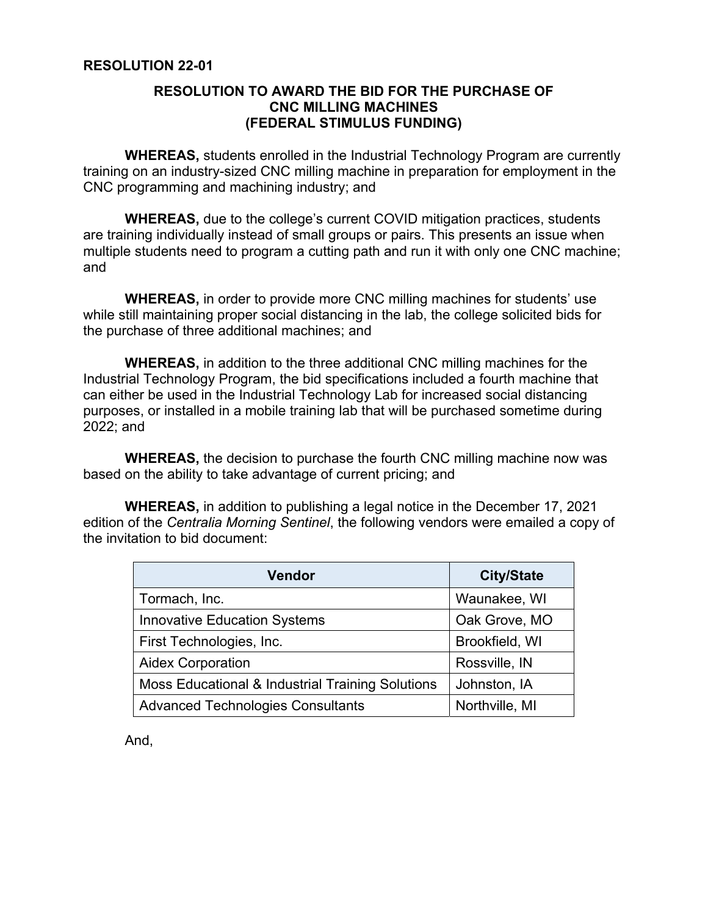**RESOLUTION 22-01**

## RESOLUTION TO AWARD THE BID FOR THE PURCHASE OF CNC MILLING MACHINES (FEDERAL STIMULUS FUNDING)

**WHEREAS,** students enrolled in the Industrial Technology Program are currently training on an industry-sized CNC milling machine in preparation for employment in the CNC programming and machining industry; and

**WHEREAS,** due to the college's current COVID mitigation practices, students are training individually instead of small groups or pairs. This presents an issue when multiple students need to program a cutting path and run it with only one CNC machine; and

**WHEREAS,** in order to provide more CNC milling machines for students' use while still maintaining proper social distancing in the lab, the college solicited bids for the purchase of three additional machines; and

**WHEREAS,** in addition to the three additional CNC milling machines for the Industrial Technology Program, the bid specifications included a fourth machine that can either be used in the Industrial Technology Lab for increased social distancing purposes, or installed in a mobile training lab that will be purchased sometime during 2022; and

**WHEREAS,** the decision to purchase the fourth CNC milling machine now was based on the ability to take advantage of current pricing; and

**WHEREAS,** in addition to publishing a legal notice in the December 17, 2021 edition of the *Centralia Morning Sentinel*, the following vendors were emailed a copy of the invitation to bid document:

| Vendor | City/State |
|---|---|
| Tormach, Inc. | Waunakee, WI |
| Innovative Education Systems | Oak Grove, MO |
| First Technologies, Inc. | Brookfield, WI |
| Aidex Corporation | Rossville, IN |
| Moss Educational & Industrial Training Solutions | Johnston, IA |
| Advanced Technologies Consultants | Northville, MI |

And,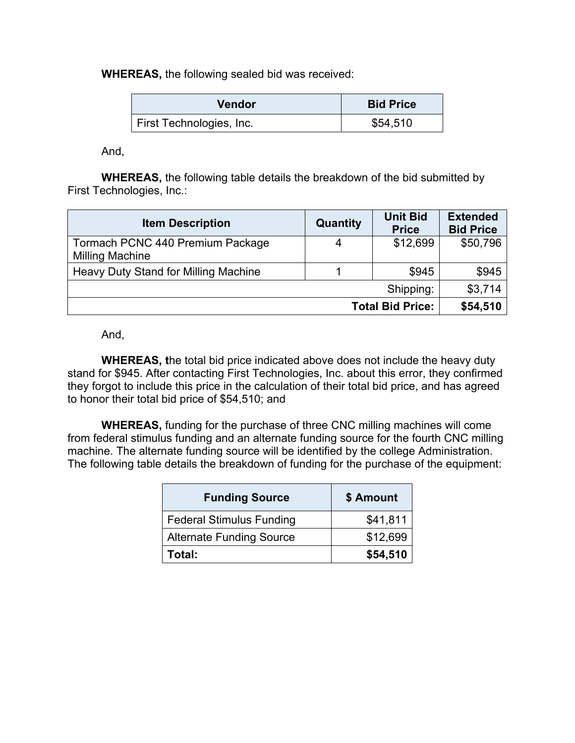**WHEREAS,** the following sealed bid was received:

| Vendor | Bid Price |
|---|---|
| First Technologies, Inc. | $54,510 |

And,

**WHEREAS,** the following table details the breakdown of the bid submitted by First Technologies, Inc.:

| Item Description | Quantity | Unit Bid Price | Extended Bid Price |
|---|---|---|---|
| Tormach PCNC 440 Premium Package Milling Machine | 4 | $12,699 | $50,796 |
| Heavy Duty Stand for Milling Machine | 1 | $945 | $945 |
| | | Shipping: | $3,714 |
| | | **Total Bid Price:** | **$54,510** |

And,

**WHEREAS, t**he total bid price indicated above does not include the heavy duty stand for $945. After contacting First Technologies, Inc. about this error, they confirmed they forgot to include this price in the calculation of their total bid price, and has agreed to honor their total bid price of $54,510; and

**WHEREAS,** funding for the purchase of three CNC milling machines will come from federal stimulus funding and an alternate funding source for the fourth CNC milling machine. The alternate funding source will be identified by the college Administration. The following table details the breakdown of funding for the purchase of the equipment:

| Funding Source | $ Amount |
|---|---|
| Federal Stimulus Funding | $41,811 |
| Alternate Funding Source | $12,699 |
| **Total:** | **$54,510** |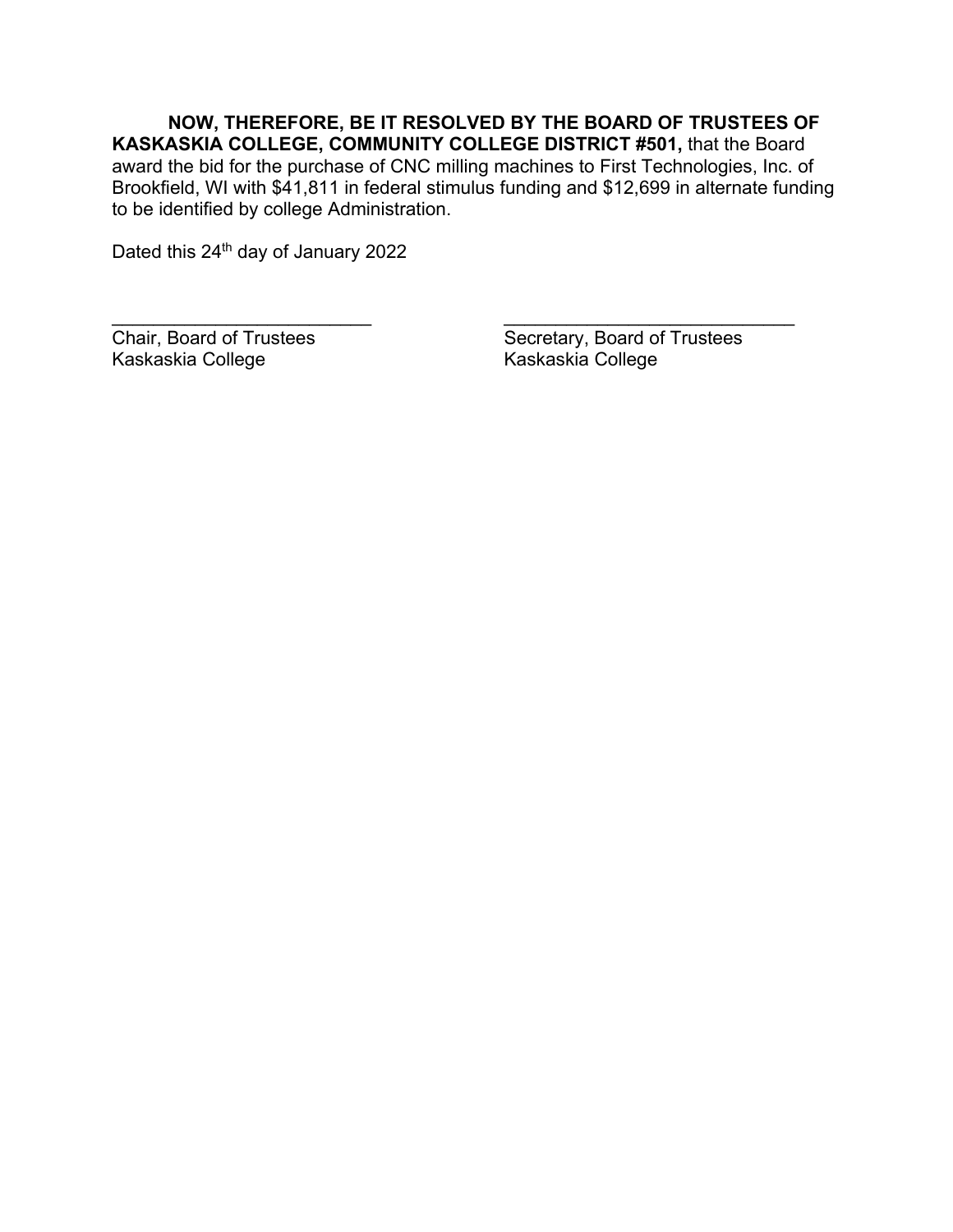**NOW, THEREFORE, BE IT RESOLVED BY THE BOARD OF TRUSTEES OF KASKASKIA COLLEGE, COMMUNITY COLLEGE DISTRICT #501,** that the Board award the bid for the purchase of CNC milling machines to First Technologies, Inc. of Brookfield, WI with $41,811 in federal stimulus funding and $12,699 in alternate funding to be identified by college Administration.

Dated this 24th day of January 2022

| | |
|---|---|
| ________________________ | ____________________________ |
| Chair, Board of Trustees | Secretary, Board of Trustees |
| Kaskaskia College | Kaskaskia College |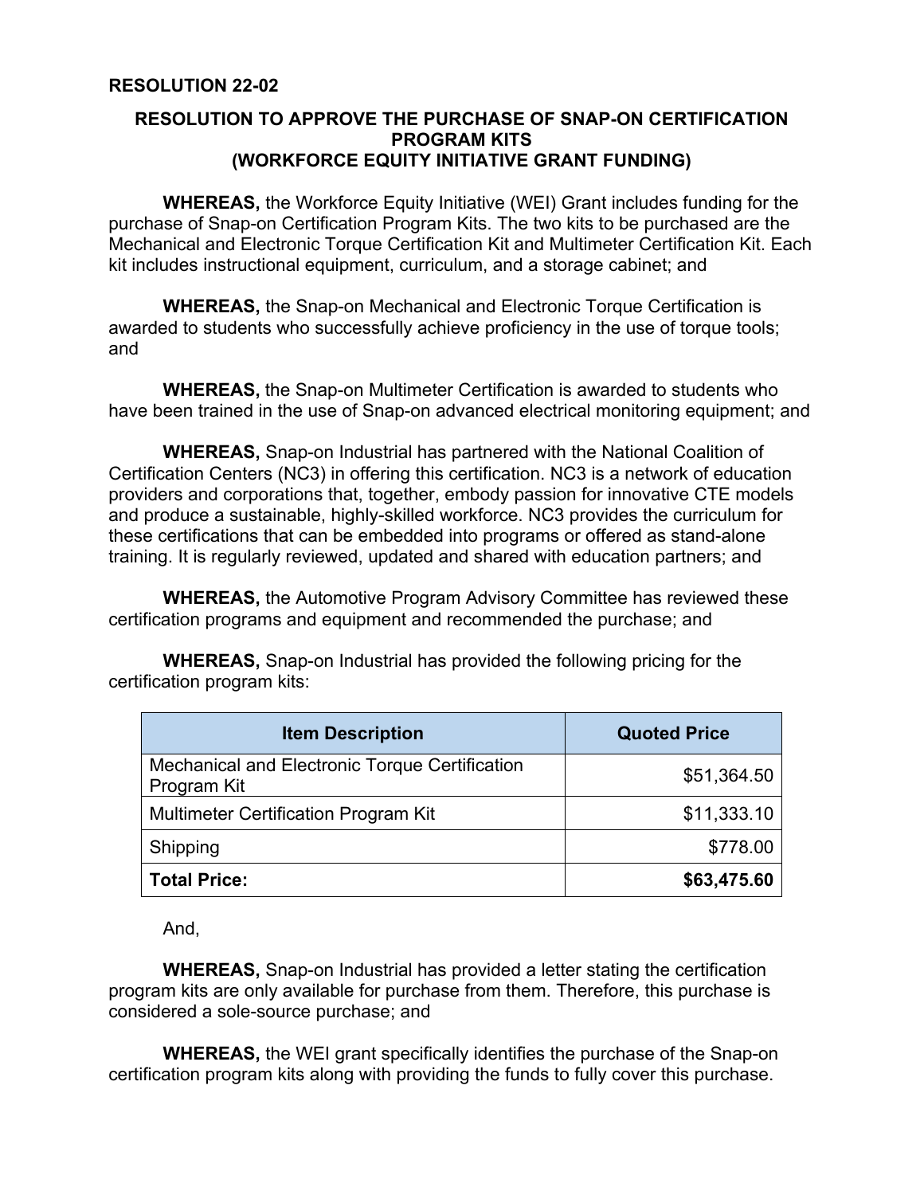## RESOLUTION 22-02

### RESOLUTION TO APPROVE THE PURCHASE OF SNAP-ON CERTIFICATION PROGRAM KITS (WORKFORCE EQUITY INITIATIVE GRANT FUNDING)

**WHEREAS,** the Workforce Equity Initiative (WEI) Grant includes funding for the purchase of Snap-on Certification Program Kits. The two kits to be purchased are the Mechanical and Electronic Torque Certification Kit and Multimeter Certification Kit. Each kit includes instructional equipment, curriculum, and a storage cabinet; and

**WHEREAS,** the Snap-on Mechanical and Electronic Torque Certification is awarded to students who successfully achieve proficiency in the use of torque tools; and

**WHEREAS,** the Snap-on Multimeter Certification is awarded to students who have been trained in the use of Snap-on advanced electrical monitoring equipment; and

**WHEREAS,** Snap-on Industrial has partnered with the National Coalition of Certification Centers (NC3) in offering this certification. NC3 is a network of education providers and corporations that, together, embody passion for innovative CTE models and produce a sustainable, highly-skilled workforce. NC3 provides the curriculum for these certifications that can be embedded into programs or offered as stand-alone training. It is regularly reviewed, updated and shared with education partners; and

**WHEREAS,** the Automotive Program Advisory Committee has reviewed these certification programs and equipment and recommended the purchase; and

**WHEREAS,** Snap-on Industrial has provided the following pricing for the certification program kits:

| Item Description | Quoted Price |
| --- | ---: |
| Mechanical and Electronic Torque Certification Program Kit | $51,364.50 |
| Multimeter Certification Program Kit | $11,333.10 |
| Shipping | $778.00 |
| **Total Price:** | **$63,475.60** |

And,

**WHEREAS,** Snap-on Industrial has provided a letter stating the certification program kits are only available for purchase from them. Therefore, this purchase is considered a sole-source purchase; and

**WHEREAS,** the WEI grant specifically identifies the purchase of the Snap-on certification program kits along with providing the funds to fully cover this purchase.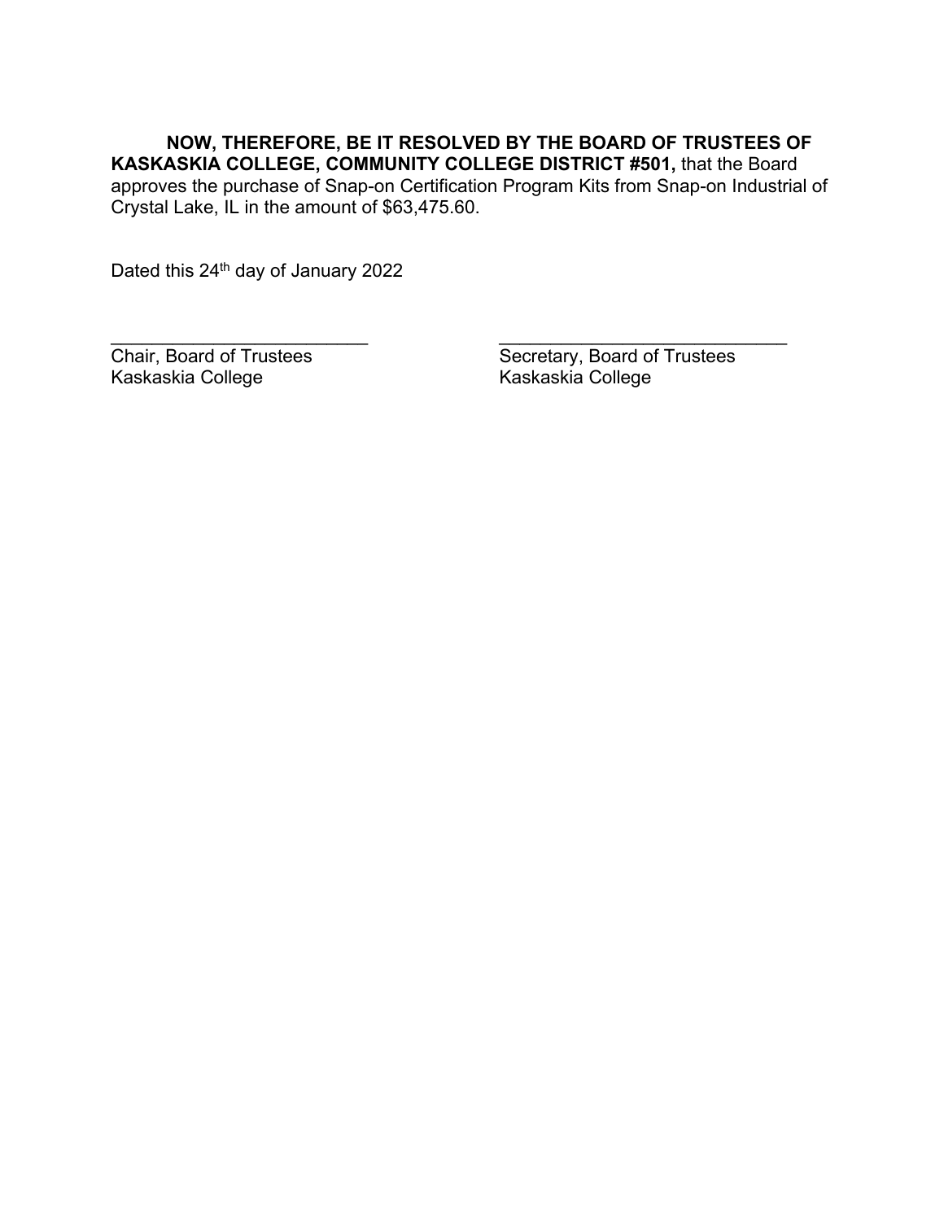**NOW, THEREFORE, BE IT RESOLVED BY THE BOARD OF TRUSTEES OF KASKASKIA COLLEGE, COMMUNITY COLLEGE DISTRICT #501,** that the Board approves the purchase of Snap-on Certification Program Kits from Snap-on Industrial of Crystal Lake, IL in the amount of $63,475.60.

Dated this 24th day of January 2022

| | |
|---|---|
| \_\_\_\_\_\_\_\_\_\_\_\_\_\_\_\_\_\_\_\_\_\_\_\_\_\_ | \_\_\_\_\_\_\_\_\_\_\_\_\_\_\_\_\_\_\_\_\_\_\_\_\_\_\_\_\_\_ |
| Chair, Board of Trustees | Secretary, Board of Trustees |
| Kaskaskia College | Kaskaskia College |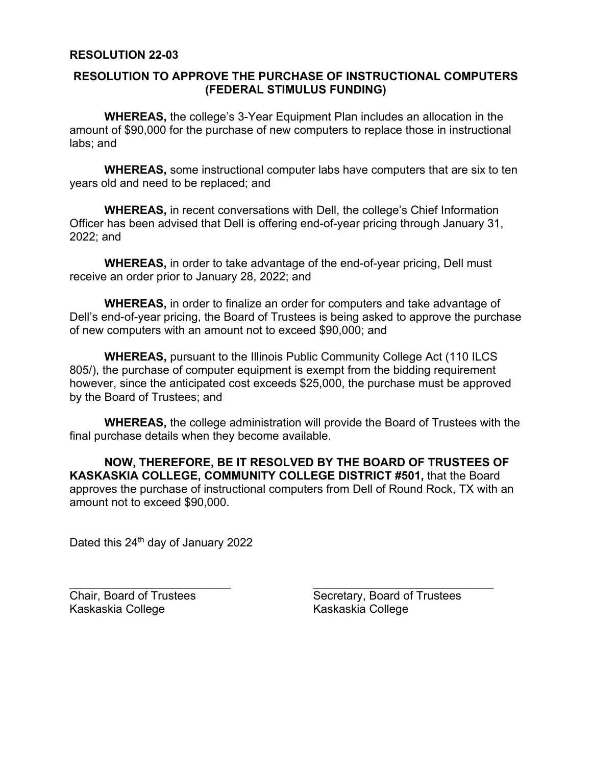**RESOLUTION 22-03**

**RESOLUTION TO APPROVE THE PURCHASE OF INSTRUCTIONAL COMPUTERS (FEDERAL STIMULUS FUNDING)**

**WHEREAS,** the college's 3-Year Equipment Plan includes an allocation in the amount of $90,000 for the purchase of new computers to replace those in instructional labs; and

**WHEREAS,** some instructional computer labs have computers that are six to ten years old and need to be replaced; and

**WHEREAS,** in recent conversations with Dell, the college's Chief Information Officer has been advised that Dell is offering end-of-year pricing through January 31, 2022; and

**WHEREAS,** in order to take advantage of the end-of-year pricing, Dell must receive an order prior to January 28, 2022; and

**WHEREAS,** in order to finalize an order for computers and take advantage of Dell's end-of-year pricing, the Board of Trustees is being asked to approve the purchase of new computers with an amount not to exceed $90,000; and

**WHEREAS,** pursuant to the Illinois Public Community College Act (110 ILCS 805/), the purchase of computer equipment is exempt from the bidding requirement however, since the anticipated cost exceeds $25,000, the purchase must be approved by the Board of Trustees; and

**WHEREAS,** the college administration will provide the Board of Trustees with the final purchase details when they become available.

**NOW, THEREFORE, BE IT RESOLVED BY THE BOARD OF TRUSTEES OF KASKASKIA COLLEGE, COMMUNITY COLLEGE DISTRICT #501,** that the Board approves the purchase of instructional computers from Dell of Round Rock, TX with an amount not to exceed $90,000.

Dated this 24th day of January 2022

\_\_\_\_\_\_\_\_\_\_\_\_\_\_\_\_\_\_\_\_\_\_\_\_\_\_
Chair, Board of Trustees
Kaskaskia College

\_\_\_\_\_\_\_\_\_\_\_\_\_\_\_\_\_\_\_\_\_\_\_\_\_\_
Secretary, Board of Trustees
Kaskaskia College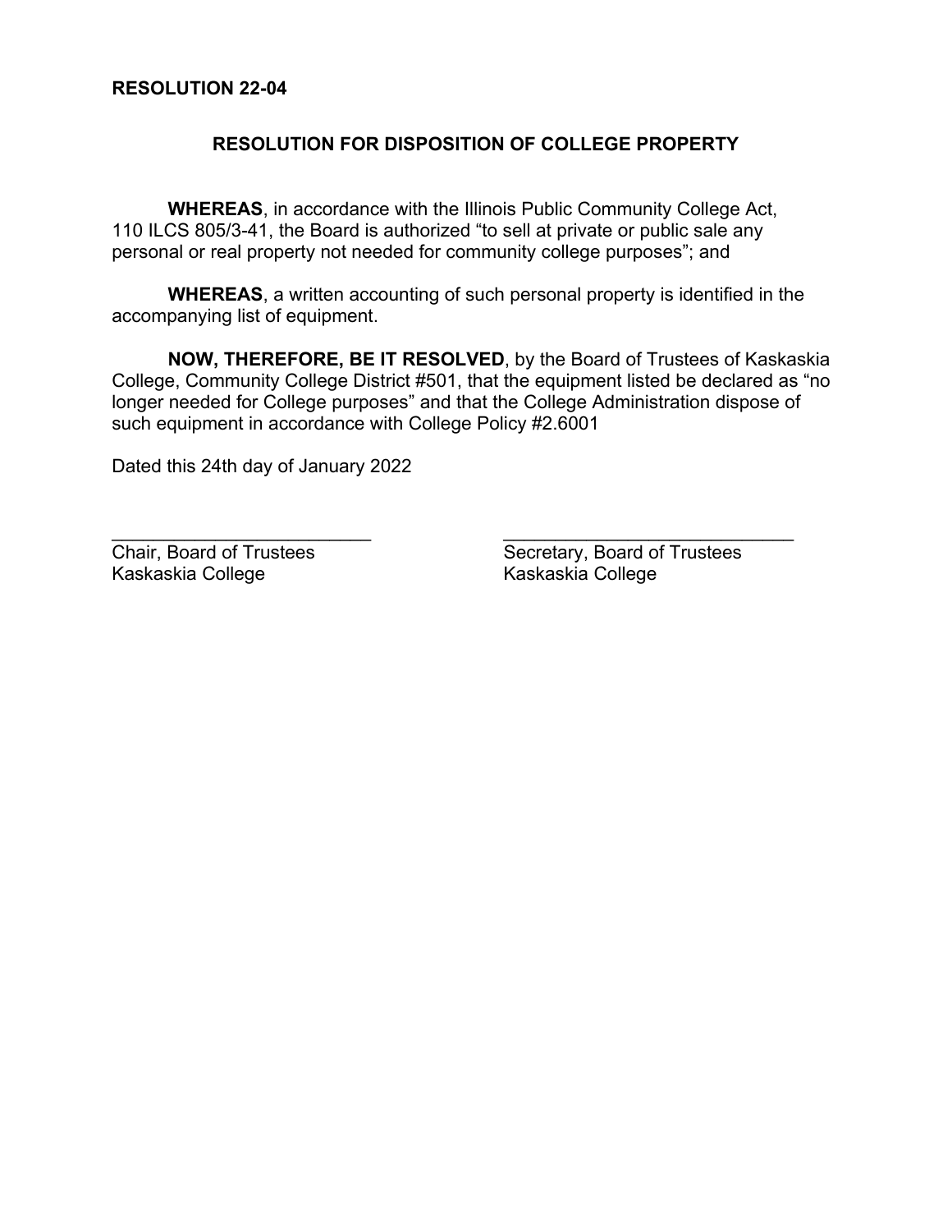**RESOLUTION 22-04**

## RESOLUTION FOR DISPOSITION OF COLLEGE PROPERTY

**WHEREAS**, in accordance with the Illinois Public Community College Act, 110 ILCS 805/3-41, the Board is authorized "to sell at private or public sale any personal or real property not needed for community college purposes"; and

**WHEREAS**, a written accounting of such personal property is identified in the accompanying list of equipment.

**NOW, THEREFORE, BE IT RESOLVED**, by the Board of Trustees of Kaskaskia College, Community College District #501, that the equipment listed be declared as "no longer needed for College purposes" and that the College Administration dispose of such equipment in accordance with College Policy #2.6001

Dated this 24th day of January 2022

| | |
|---|---|
| ______________________ | ______________________ |
| Chair, Board of Trustees | Secretary, Board of Trustees |
| Kaskaskia College | Kaskaskia College |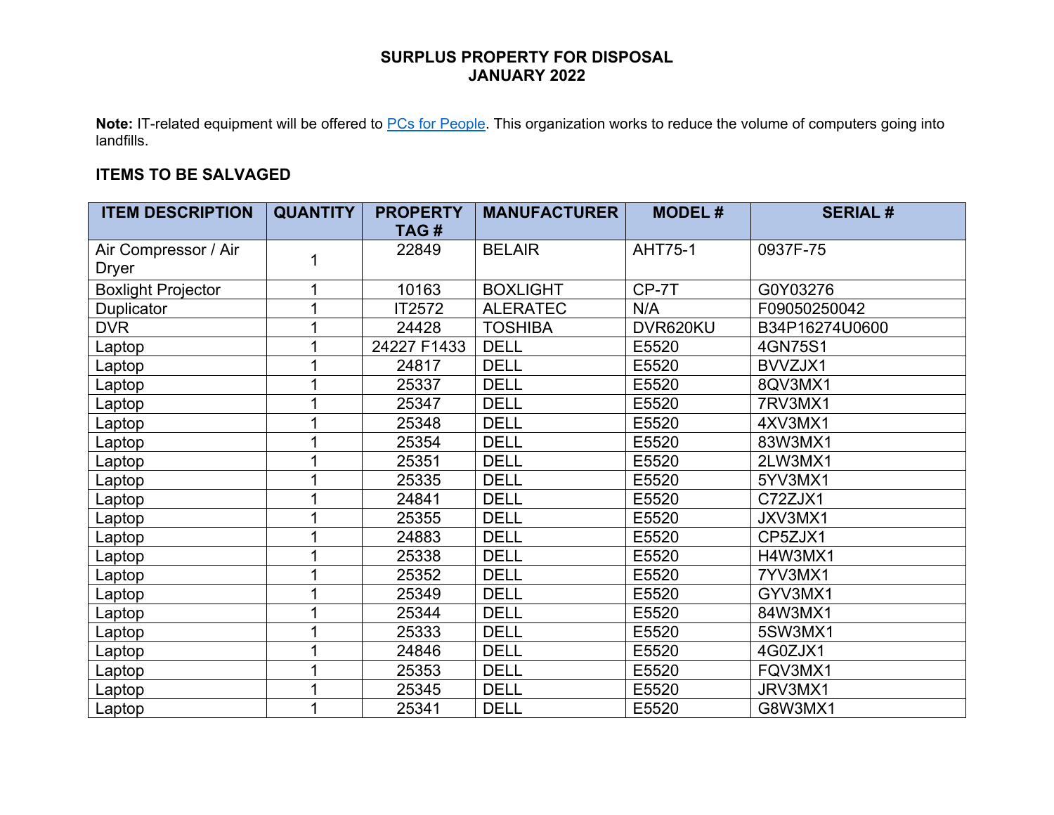**SURPLUS PROPERTY FOR DISPOSAL**
**JANUARY 2022**

**Note:** IT-related equipment will be offered to [PCs for People](). This organization works to reduce the volume of computers going into landfills.

**ITEMS TO BE SALVAGED**

| ITEM DESCRIPTION | QUANTITY | PROPERTY TAG # | MANUFACTURER | MODEL # | SERIAL # |
|---|---|---|---|---|---|
| Air Compressor / Air Dryer | 1 | 22849 | BELAIR | AHT75-1 | 0937F-75 |
| Boxlight Projector | 1 | 10163 | BOXLIGHT | CP-7T | G0Y03276 |
| Duplicator | 1 | IT2572 | ALERATEC | N/A | F09050250042 |
| DVR | 1 | 24428 | TOSHIBA | DVR620KU | B34P16274U0600 |
| Laptop | 1 | 24227 F1433 | DELL | E5520 | 4GN75S1 |
| Laptop | 1 | 24817 | DELL | E5520 | BVVZJX1 |
| Laptop | 1 | 25337 | DELL | E5520 | 8QV3MX1 |
| Laptop | 1 | 25347 | DELL | E5520 | 7RV3MX1 |
| Laptop | 1 | 25348 | DELL | E5520 | 4XV3MX1 |
| Laptop | 1 | 25354 | DELL | E5520 | 83W3MX1 |
| Laptop | 1 | 25351 | DELL | E5520 | 2LW3MX1 |
| Laptop | 1 | 25335 | DELL | E5520 | 5YV3MX1 |
| Laptop | 1 | 24841 | DELL | E5520 | C72ZJX1 |
| Laptop | 1 | 25355 | DELL | E5520 | JXV3MX1 |
| Laptop | 1 | 24883 | DELL | E5520 | CP5ZJX1 |
| Laptop | 1 | 25338 | DELL | E5520 | H4W3MX1 |
| Laptop | 1 | 25352 | DELL | E5520 | 7YV3MX1 |
| Laptop | 1 | 25349 | DELL | E5520 | GYV3MX1 |
| Laptop | 1 | 25344 | DELL | E5520 | 84W3MX1 |
| Laptop | 1 | 25333 | DELL | E5520 | 5SW3MX1 |
| Laptop | 1 | 24846 | DELL | E5520 | 4G0ZJX1 |
| Laptop | 1 | 25353 | DELL | E5520 | FQV3MX1 |
| Laptop | 1 | 25345 | DELL | E5520 | JRV3MX1 |
| Laptop | 1 | 25341 | DELL | E5520 | G8W3MX1 |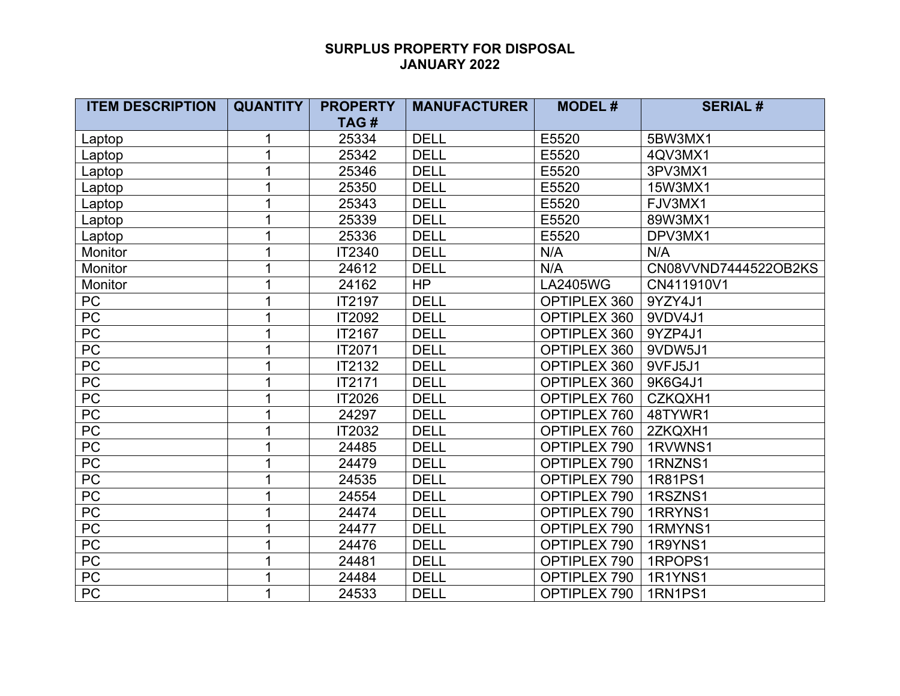# SURPLUS PROPERTY FOR DISPOSAL
## JANUARY 2022

| ITEM DESCRIPTION | QUANTITY | PROPERTY TAG # | MANUFACTURER | MODEL # | SERIAL # |
|---|---|---|---|---|---|
| Laptop | 1 | 25334 | DELL | E5520 | 5BW3MX1 |
| Laptop | 1 | 25342 | DELL | E5520 | 4QV3MX1 |
| Laptop | 1 | 25346 | DELL | E5520 | 3PV3MX1 |
| Laptop | 1 | 25350 | DELL | E5520 | 15W3MX1 |
| Laptop | 1 | 25343 | DELL | E5520 | FJV3MX1 |
| Laptop | 1 | 25339 | DELL | E5520 | 89W3MX1 |
| Laptop | 1 | 25336 | DELL | E5520 | DPV3MX1 |
| Monitor | 1 | IT2340 | DELL | N/A | N/A |
| Monitor | 1 | 24612 | DELL | N/A | CN08VVND7444522OB2KS |
| Monitor | 1 | 24162 | HP | LA2405WG | CN411910V1 |
| PC | 1 | IT2197 | DELL | OPTIPLEX 360 | 9YZY4J1 |
| PC | 1 | IT2092 | DELL | OPTIPLEX 360 | 9VDV4J1 |
| PC | 1 | IT2167 | DELL | OPTIPLEX 360 | 9YZP4J1 |
| PC | 1 | IT2071 | DELL | OPTIPLEX 360 | 9VDW5J1 |
| PC | 1 | IT2132 | DELL | OPTIPLEX 360 | 9VFJ5J1 |
| PC | 1 | IT2171 | DELL | OPTIPLEX 360 | 9K6G4J1 |
| PC | 1 | IT2026 | DELL | OPTIPLEX 760 | CZKQXH1 |
| PC | 1 | 24297 | DELL | OPTIPLEX 760 | 48TYWR1 |
| PC | 1 | IT2032 | DELL | OPTIPLEX 760 | 2ZKQXH1 |
| PC | 1 | 24485 | DELL | OPTIPLEX 790 | 1RVWNS1 |
| PC | 1 | 24479 | DELL | OPTIPLEX 790 | 1RNZNS1 |
| PC | 1 | 24535 | DELL | OPTIPLEX 790 | 1R81PS1 |
| PC | 1 | 24554 | DELL | OPTIPLEX 790 | 1RSZNS1 |
| PC | 1 | 24474 | DELL | OPTIPLEX 790 | 1RRYNS1 |
| PC | 1 | 24477 | DELL | OPTIPLEX 790 | 1RMYNS1 |
| PC | 1 | 24476 | DELL | OPTIPLEX 790 | 1R9YNS1 |
| PC | 1 | 24481 | DELL | OPTIPLEX 790 | 1RPOPS1 |
| PC | 1 | 24484 | DELL | OPTIPLEX 790 | 1R1YNS1 |
| PC | 1 | 24533 | DELL | OPTIPLEX 790 | 1RN1PS1 |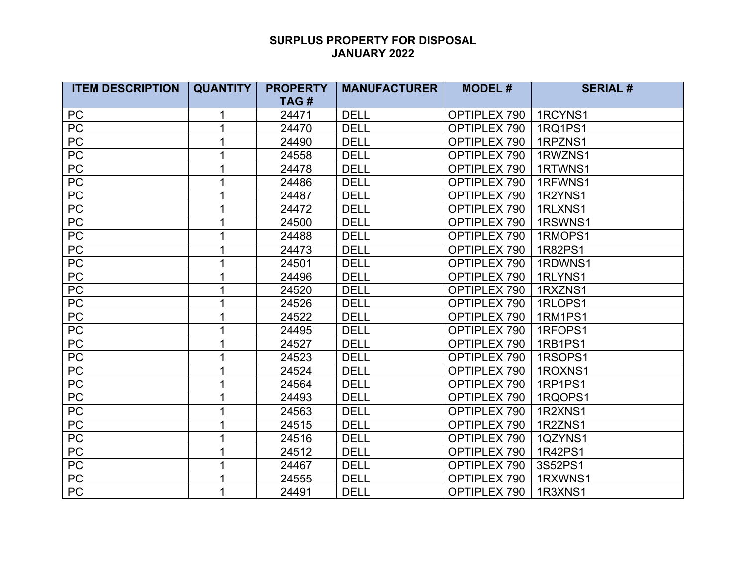# SURPLUS PROPERTY FOR DISPOSAL
## JANUARY 2022

| ITEM DESCRIPTION | QUANTITY | PROPERTY TAG # | MANUFACTURER | MODEL # | SERIAL # |
|---|---|---|---|---|---|
| PC | 1 | 24471 | DELL | OPTIPLEX 790 | 1RCYNS1 |
| PC | 1 | 24470 | DELL | OPTIPLEX 790 | 1RQ1PS1 |
| PC | 1 | 24490 | DELL | OPTIPLEX 790 | 1RPZNS1 |
| PC | 1 | 24558 | DELL | OPTIPLEX 790 | 1RWZNS1 |
| PC | 1 | 24478 | DELL | OPTIPLEX 790 | 1RTWNS1 |
| PC | 1 | 24486 | DELL | OPTIPLEX 790 | 1RFWNS1 |
| PC | 1 | 24487 | DELL | OPTIPLEX 790 | 1R2YNS1 |
| PC | 1 | 24472 | DELL | OPTIPLEX 790 | 1RLXNS1 |
| PC | 1 | 24500 | DELL | OPTIPLEX 790 | 1RSWNS1 |
| PC | 1 | 24488 | DELL | OPTIPLEX 790 | 1RMOPS1 |
| PC | 1 | 24473 | DELL | OPTIPLEX 790 | 1R82PS1 |
| PC | 1 | 24501 | DELL | OPTIPLEX 790 | 1RDWNS1 |
| PC | 1 | 24496 | DELL | OPTIPLEX 790 | 1RLYNS1 |
| PC | 1 | 24520 | DELL | OPTIPLEX 790 | 1RXZNS1 |
| PC | 1 | 24526 | DELL | OPTIPLEX 790 | 1RLOPS1 |
| PC | 1 | 24522 | DELL | OPTIPLEX 790 | 1RM1PS1 |
| PC | 1 | 24495 | DELL | OPTIPLEX 790 | 1RFOPS1 |
| PC | 1 | 24527 | DELL | OPTIPLEX 790 | 1RB1PS1 |
| PC | 1 | 24523 | DELL | OPTIPLEX 790 | 1RSOPS1 |
| PC | 1 | 24524 | DELL | OPTIPLEX 790 | 1ROXNS1 |
| PC | 1 | 24564 | DELL | OPTIPLEX 790 | 1RP1PS1 |
| PC | 1 | 24493 | DELL | OPTIPLEX 790 | 1RQOPS1 |
| PC | 1 | 24563 | DELL | OPTIPLEX 790 | 1R2XNS1 |
| PC | 1 | 24515 | DELL | OPTIPLEX 790 | 1R2ZNS1 |
| PC | 1 | 24516 | DELL | OPTIPLEX 790 | 1QZYNS1 |
| PC | 1 | 24512 | DELL | OPTIPLEX 790 | 1R42PS1 |
| PC | 1 | 24467 | DELL | OPTIPLEX 790 | 3S52PS1 |
| PC | 1 | 24555 | DELL | OPTIPLEX 790 | 1RXWNS1 |
| PC | 1 | 24491 | DELL | OPTIPLEX 790 | 1R3XNS1 |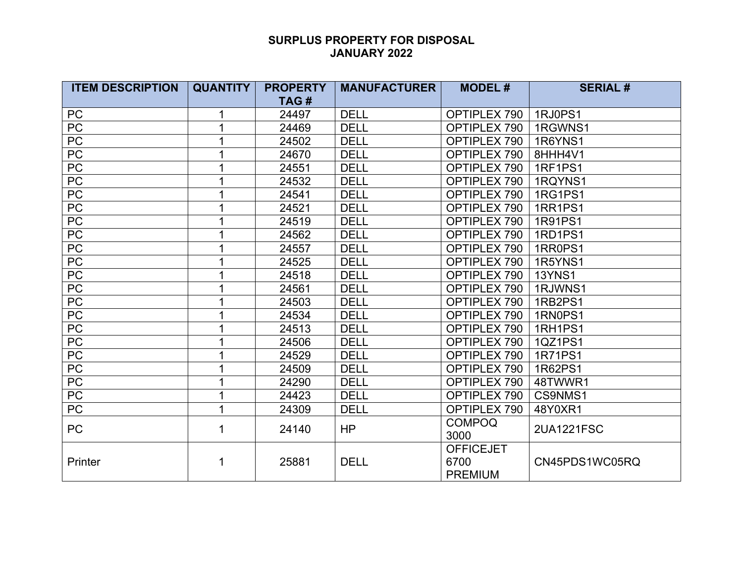# SURPLUS PROPERTY FOR DISPOSAL
## JANUARY 2022

| ITEM DESCRIPTION | QUANTITY | PROPERTY TAG # | MANUFACTURER | MODEL # | SERIAL # |
|---|---|---|---|---|---|
| PC | 1 | 24497 | DELL | OPTIPLEX 790 | 1RJ0PS1 |
| PC | 1 | 24469 | DELL | OPTIPLEX 790 | 1RGWNS1 |
| PC | 1 | 24502 | DELL | OPTIPLEX 790 | 1R6YNS1 |
| PC | 1 | 24670 | DELL | OPTIPLEX 790 | 8HHH4V1 |
| PC | 1 | 24551 | DELL | OPTIPLEX 790 | 1RF1PS1 |
| PC | 1 | 24532 | DELL | OPTIPLEX 790 | 1RQYNS1 |
| PC | 1 | 24541 | DELL | OPTIPLEX 790 | 1RG1PS1 |
| PC | 1 | 24521 | DELL | OPTIPLEX 790 | 1RR1PS1 |
| PC | 1 | 24519 | DELL | OPTIPLEX 790 | 1R91PS1 |
| PC | 1 | 24562 | DELL | OPTIPLEX 790 | 1RD1PS1 |
| PC | 1 | 24557 | DELL | OPTIPLEX 790 | 1RR0PS1 |
| PC | 1 | 24525 | DELL | OPTIPLEX 790 | 1R5YNS1 |
| PC | 1 | 24518 | DELL | OPTIPLEX 790 | 13YNS1 |
| PC | 1 | 24561 | DELL | OPTIPLEX 790 | 1RJWNS1 |
| PC | 1 | 24503 | DELL | OPTIPLEX 790 | 1RB2PS1 |
| PC | 1 | 24534 | DELL | OPTIPLEX 790 | 1RN0PS1 |
| PC | 1 | 24513 | DELL | OPTIPLEX 790 | 1RH1PS1 |
| PC | 1 | 24506 | DELL | OPTIPLEX 790 | 1QZ1PS1 |
| PC | 1 | 24529 | DELL | OPTIPLEX 790 | 1R71PS1 |
| PC | 1 | 24509 | DELL | OPTIPLEX 790 | 1R62PS1 |
| PC | 1 | 24290 | DELL | OPTIPLEX 790 | 48TWWR1 |
| PC | 1 | 24423 | DELL | OPTIPLEX 790 | CS9NMS1 |
| PC | 1 | 24309 | DELL | OPTIPLEX 790 | 48Y0XR1 |
| PC | 1 | 24140 | HP | COMPOQ 3000 | 2UA1221FSC |
| Printer | 1 | 25881 | DELL | OFFICEJET 6700 PREMIUM | CN45PDS1WC05RQ |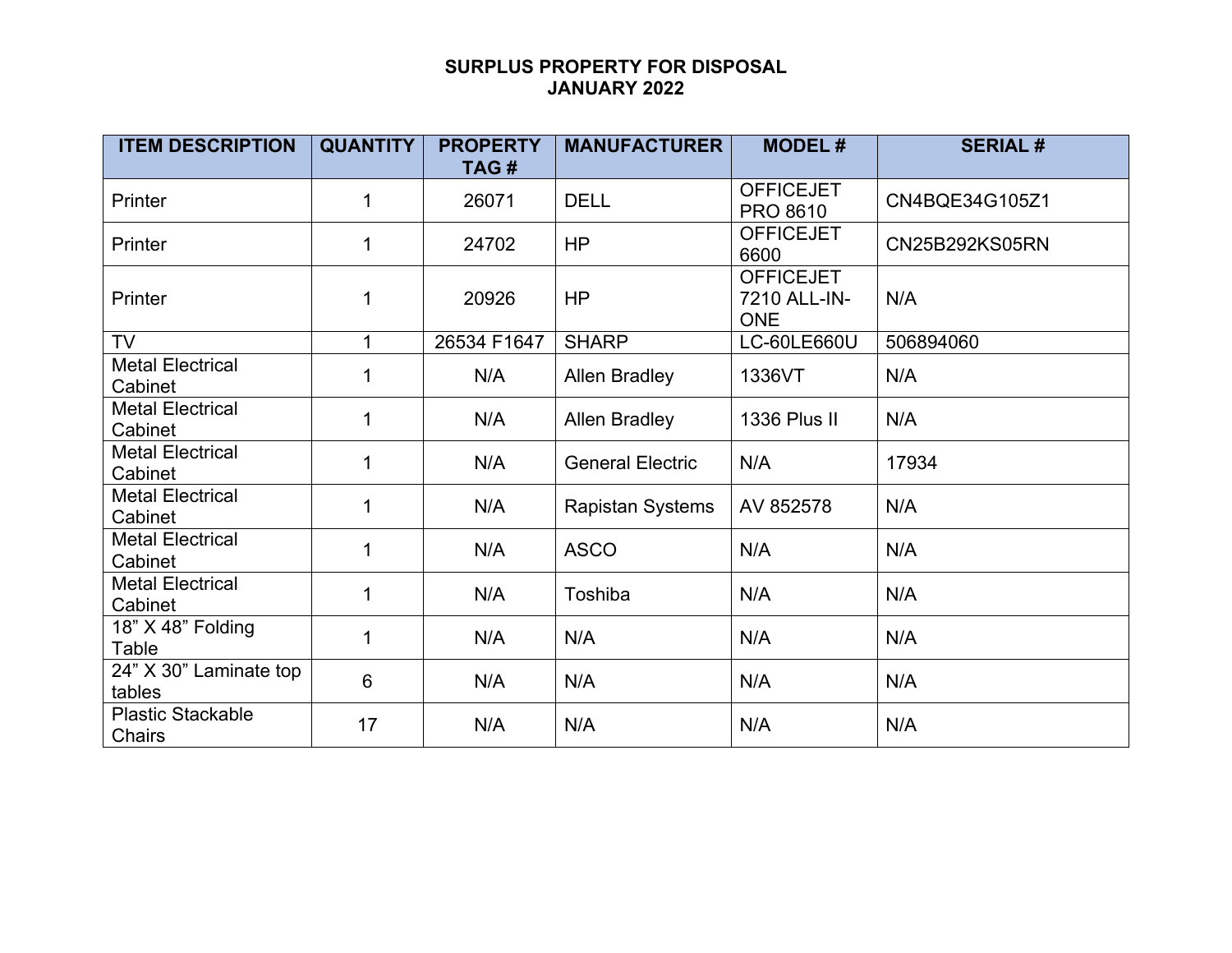**SURPLUS PROPERTY FOR DISPOSAL**
**JANUARY 2022**

| ITEM DESCRIPTION | QUANTITY | PROPERTY TAG # | MANUFACTURER | MODEL # | SERIAL # |
|---|---|---|---|---|---|
| Printer | 1 | 26071 | DELL | OFFICEJET PRO 8610 | CN4BQE34G105Z1 |
| Printer | 1 | 24702 | HP | OFFICEJET 6600 | CN25B292KS05RN |
| Printer | 1 | 20926 | HP | OFFICEJET 7210 ALL-IN-ONE | N/A |
| TV | 1 | 26534 F1647 | SHARP | LC-60LE660U | 506894060 |
| Metal Electrical Cabinet | 1 | N/A | Allen Bradley | 1336VT | N/A |
| Metal Electrical Cabinet | 1 | N/A | Allen Bradley | 1336 Plus II | N/A |
| Metal Electrical Cabinet | 1 | N/A | General Electric | N/A | 17934 |
| Metal Electrical Cabinet | 1 | N/A | Rapistan Systems | AV 852578 | N/A |
| Metal Electrical Cabinet | 1 | N/A | ASCO | N/A | N/A |
| Metal Electrical Cabinet | 1 | N/A | Toshiba | N/A | N/A |
| 18” X 48” Folding Table | 1 | N/A | N/A | N/A | N/A |
| 24” X 30” Laminate top tables | 6 | N/A | N/A | N/A | N/A |
| Plastic Stackable Chairs | 17 | N/A | N/A | N/A | N/A |